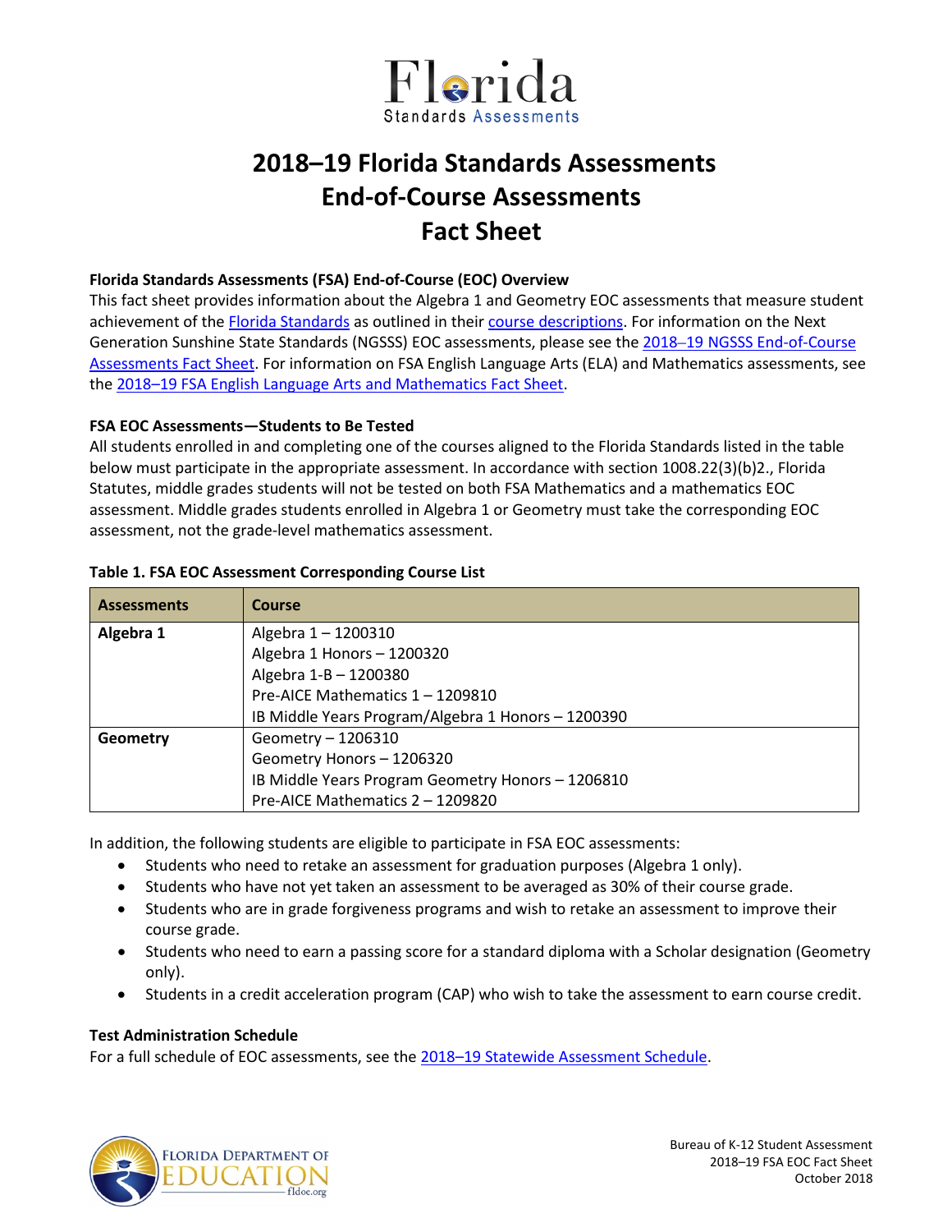# 2018–19 Florida Standards Assessments End-of-Course Assessments Fact Sheet

**Florida Standards Assessments (FSA) End-of-Course (EOC) Overview**

This fact sheet provides information about the Algebra 1 and Geometry EOC assessments that measure student achievement of the Florida Standards as outlined in their course descriptions. For information on the Next Generation Sunshine State Standards (NGSSS) EOC assessments, please see the 2018–19 NGSSS End-of-Course Assessments Fact Sheet. For information on FSA English Language Arts (ELA) and Mathematics assessments, see the 2018–19 FSA English Language Arts and Mathematics Fact Sheet.

**FSA EOC Assessments—Students to Be Tested**

All students enrolled in and completing one of the courses aligned to the Florida Standards listed in the table below must participate in the appropriate assessment. In accordance with section 1008.22(3)(b)2., Florida Statutes, middle grades students will not be tested on both FSA Mathematics and a mathematics EOC assessment. Middle grades students enrolled in Algebra 1 or Geometry must take the corresponding EOC assessment, not the grade-level mathematics assessment.

**Table 1. FSA EOC Assessment Corresponding Course List**

| Assessments | Course |
|---|---|
| **Algebra 1** | Algebra 1 – 1200310<br>Algebra 1 Honors – 1200320<br>Algebra 1-B – 1200380<br>Pre-AICE Mathematics 1 – 1209810<br>IB Middle Years Program/Algebra 1 Honors – 1200390 |
| **Geometry** | Geometry – 1206310<br>Geometry Honors – 1206320<br>IB Middle Years Program Geometry Honors – 1206810<br>Pre-AICE Mathematics 2 – 1209820 |

In addition, the following students are eligible to participate in FSA EOC assessments:

- Students who need to retake an assessment for graduation purposes (Algebra 1 only).
- Students who have not yet taken an assessment to be averaged as 30% of their course grade.
- Students who are in grade forgiveness programs and wish to retake an assessment to improve their course grade.
- Students who need to earn a passing score for a standard diploma with a Scholar designation (Geometry only).
- Students in a credit acceleration program (CAP) who wish to take the assessment to earn course credit.

**Test Administration Schedule**

For a full schedule of EOC assessments, see the 2018–19 Statewide Assessment Schedule.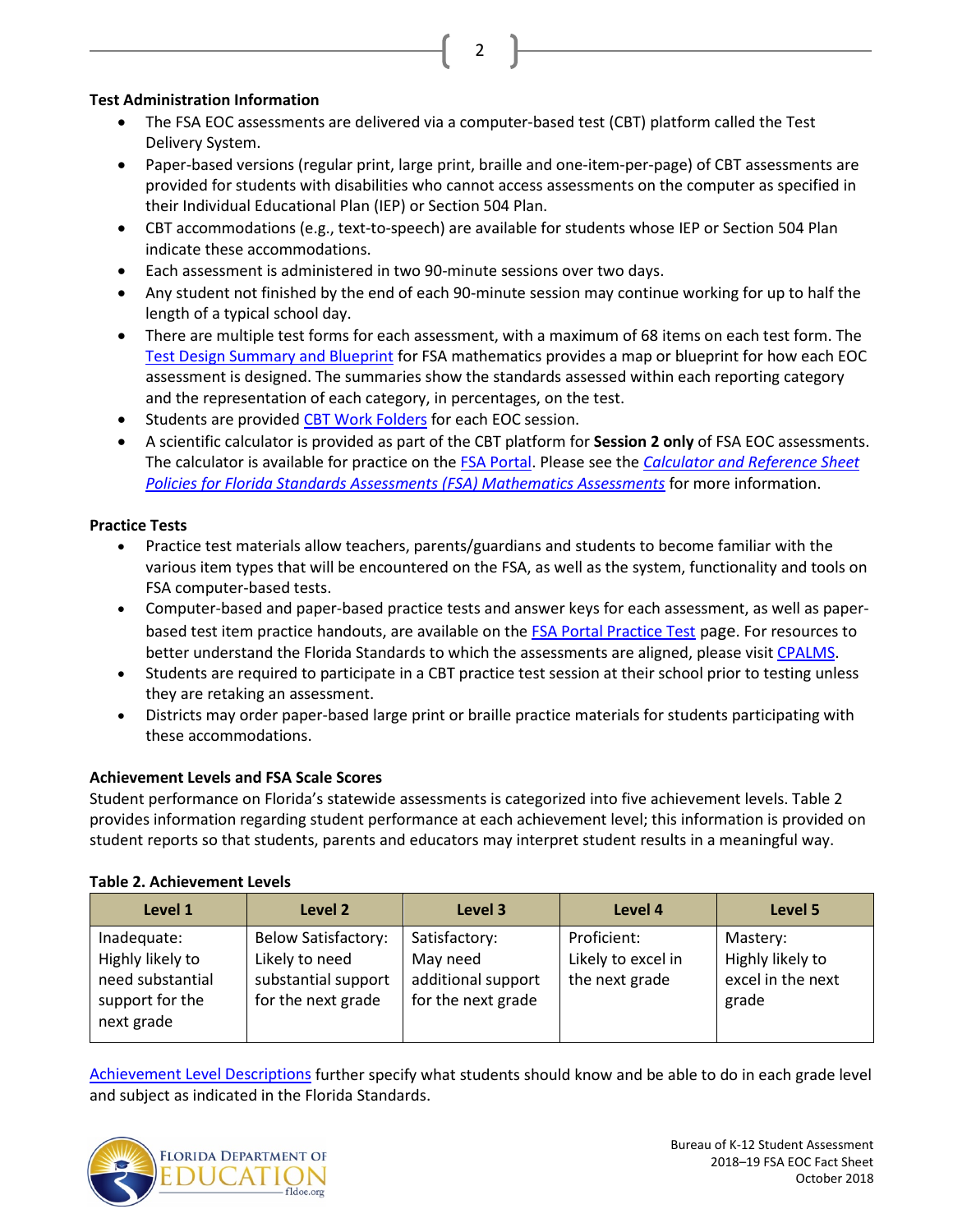**Test Administration Information**

- The FSA EOC assessments are delivered via a computer-based test (CBT) platform called the Test Delivery System.
- Paper-based versions (regular print, large print, braille and one-item-per-page) of CBT assessments are provided for students with disabilities who cannot access assessments on the computer as specified in their Individual Educational Plan (IEP) or Section 504 Plan.
- CBT accommodations (e.g., text-to-speech) are available for students whose IEP or Section 504 Plan indicate these accommodations.
- Each assessment is administered in two 90-minute sessions over two days.
- Any student not finished by the end of each 90-minute session may continue working for up to half the length of a typical school day.
- There are multiple test forms for each assessment, with a maximum of 68 items on each test form. The Test Design Summary and Blueprint for FSA mathematics provides a map or blueprint for how each EOC assessment is designed. The summaries show the standards assessed within each reporting category and the representation of each category, in percentages, on the test.
- Students are provided CBT Work Folders for each EOC session.
- A scientific calculator is provided as part of the CBT platform for **Session 2 only** of FSA EOC assessments. The calculator is available for practice on the FSA Portal. Please see the *Calculator and Reference Sheet Policies for Florida Standards Assessments (FSA) Mathematics Assessments* for more information.

**Practice Tests**

- Practice test materials allow teachers, parents/guardians and students to become familiar with the various item types that will be encountered on the FSA, as well as the system, functionality and tools on FSA computer-based tests.
- Computer-based and paper-based practice tests and answer keys for each assessment, as well as paper-based test item practice handouts, are available on the FSA Portal Practice Test page. For resources to better understand the Florida Standards to which the assessments are aligned, please visit CPALMS.
- Students are required to participate in a CBT practice test session at their school prior to testing unless they are retaking an assessment.
- Districts may order paper-based large print or braille practice materials for students participating with these accommodations.

**Achievement Levels and FSA Scale Scores**

Student performance on Florida's statewide assessments is categorized into five achievement levels. Table 2 provides information regarding student performance at each achievement level; this information is provided on student reports so that students, parents and educators may interpret student results in a meaningful way.

**Table 2. Achievement Levels**

| Level 1 | Level 2 | Level 3 | Level 4 | Level 5 |
|---|---|---|---|---|
| Inadequate: Highly likely to need substantial support for the next grade | Below Satisfactory: Likely to need substantial support for the next grade | Satisfactory: May need additional support for the next grade | Proficient: Likely to excel in the next grade | Mastery: Highly likely to excel in the next grade |

Achievement Level Descriptions further specify what students should know and be able to do in each grade level and subject as indicated in the Florida Standards.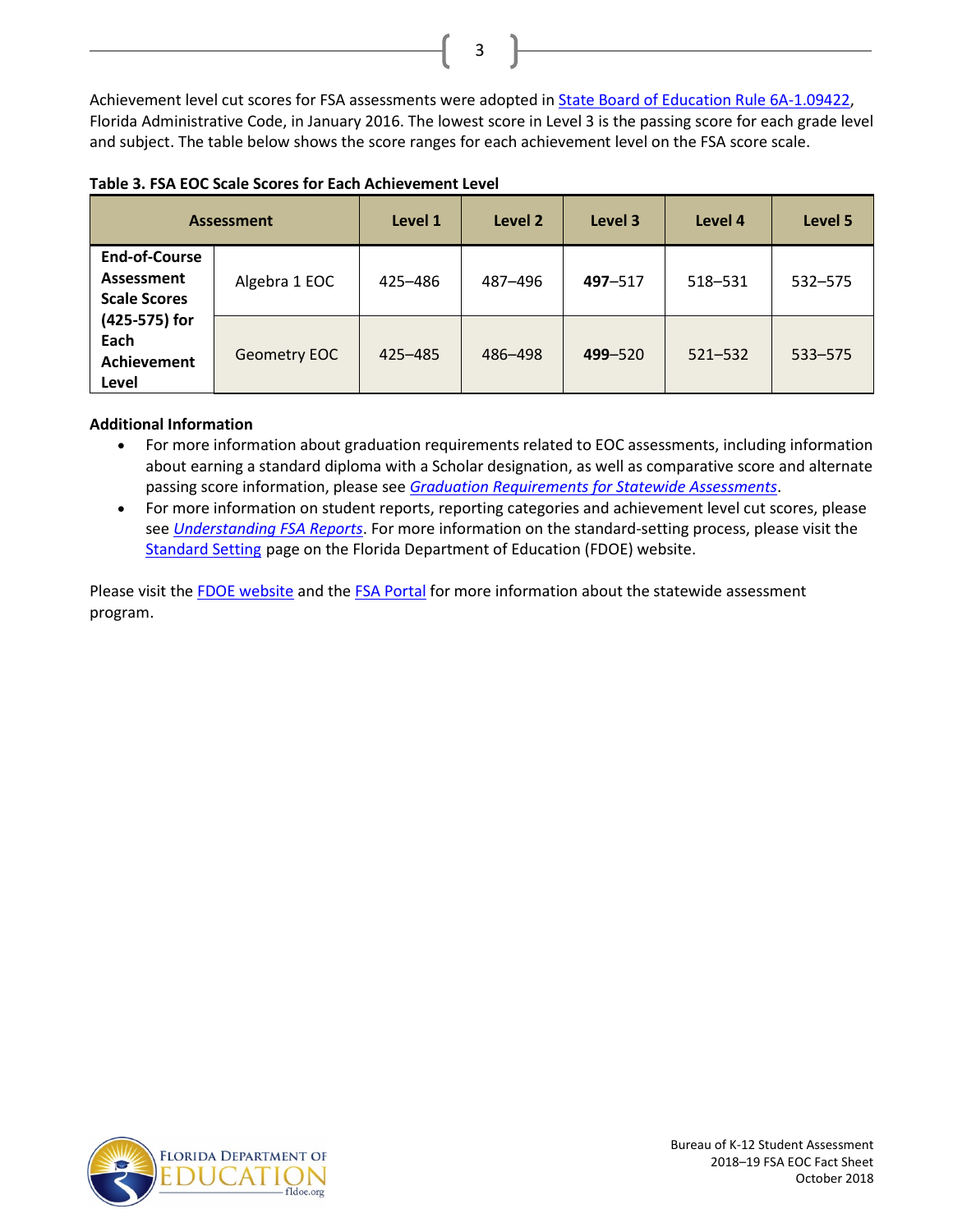Achievement level cut scores for FSA assessments were adopted in State Board of Education Rule 6A-1.09422, Florida Administrative Code, in January 2016. The lowest score in Level 3 is the passing score for each grade level and subject. The table below shows the score ranges for each achievement level on the FSA score scale.

**Table 3. FSA EOC Scale Scores for Each Achievement Level**

| Assessment | | Level 1 | Level 2 | Level 3 | Level 4 | Level 5 |
|---|---|---|---|---|---|---|
| **End-of-Course Assessment Scale Scores (425-575) for Each Achievement Level** | Algebra 1 EOC | 425–486 | 487–496 | **497**–517 | 518–531 | 532–575 |
| | Geometry EOC | 425–485 | 486–498 | **499**–520 | 521–532 | 533–575 |

**Additional Information**

- For more information about graduation requirements related to EOC assessments, including information about earning a standard diploma with a Scholar designation, as well as comparative score and alternate passing score information, please see *Graduation Requirements for Statewide Assessments*.
- For more information on student reports, reporting categories and achievement level cut scores, please see *Understanding FSA Reports*. For more information on the standard-setting process, please visit the Standard Setting page on the Florida Department of Education (FDOE) website.

Please visit the FDOE website and the FSA Portal for more information about the statewide assessment program.

Bureau of K-12 Student Assessment
2018–19 FSA EOC Fact Sheet
October 2018